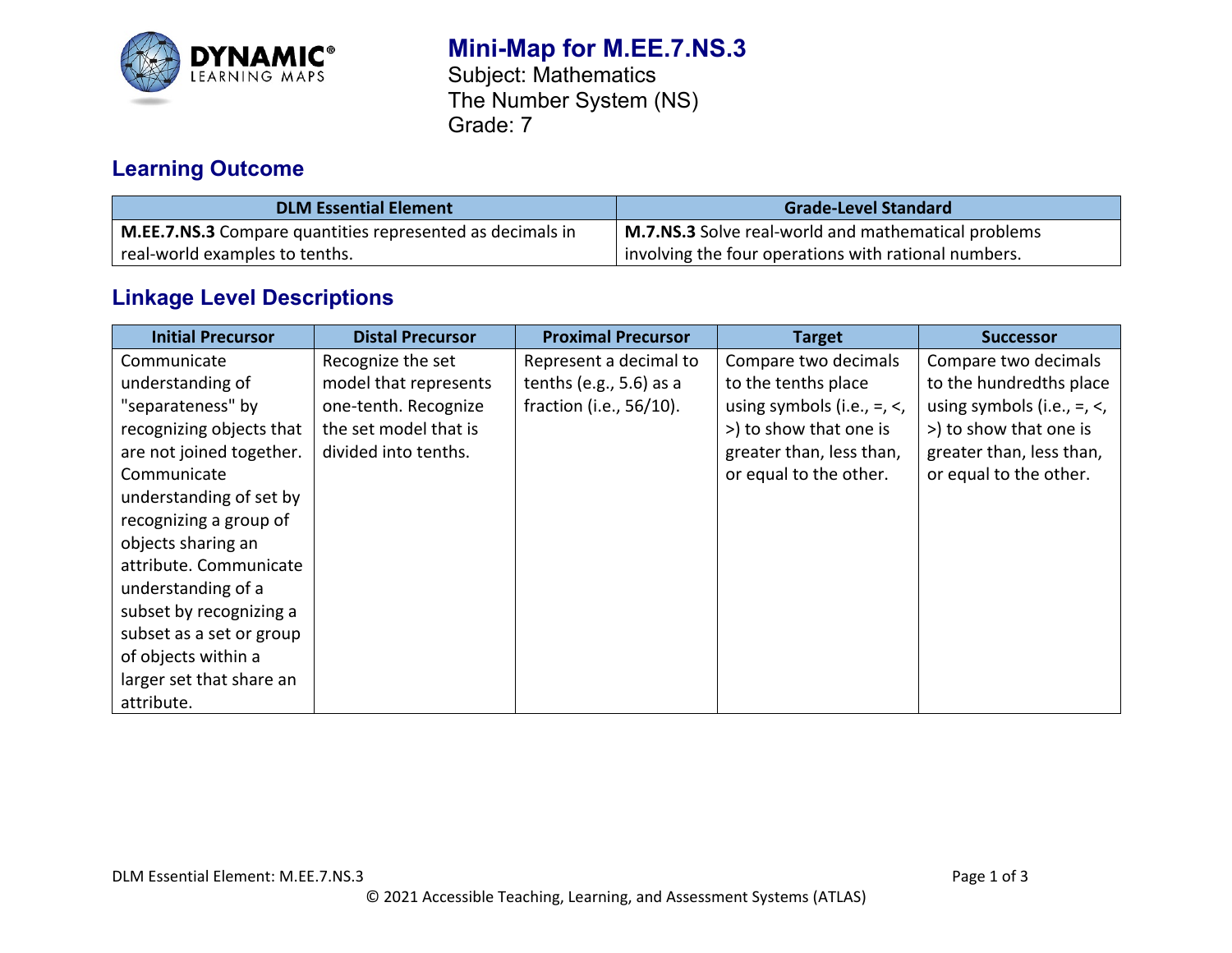# Mini-Map for M.EE.7.NS.3

Subject: Mathematics
The Number System (NS)
Grade: 7

## Learning Outcome

| DLM Essential Element | Grade-Level Standard |
| --- | --- |
| **M.EE.7.NS.3** Compare quantities represented as decimals in real-world examples to tenths. | **M.7.NS.3** Solve real-world and mathematical problems involving the four operations with rational numbers. |

## Linkage Level Descriptions

| Initial Precursor | Distal Precursor | Proximal Precursor | Target | Successor |
| --- | --- | --- | --- | --- |
| Communicate understanding of "separateness" by recognizing objects that are not joined together. Communicate understanding of set by recognizing a group of objects sharing an attribute. Communicate understanding of a subset by recognizing a subset as a set or group of objects within a larger set that share an attribute. | Recognize the set model that represents one-tenth. Recognize the set model that is divided into tenths. | Represent a decimal to tenths (e.g., 5.6) as a fraction (i.e., 56/10). | Compare two decimals to the tenths place using symbols (i.e., =, <, >) to show that one is greater than, less than, or equal to the other. | Compare two decimals to the hundredths place using symbols (i.e., =, <, >) to show that one is greater than, less than, or equal to the other. |

DLM Essential Element: M.EE.7.NS.3

© 2021 Accessible Teaching, Learning, and Assessment Systems (ATLAS)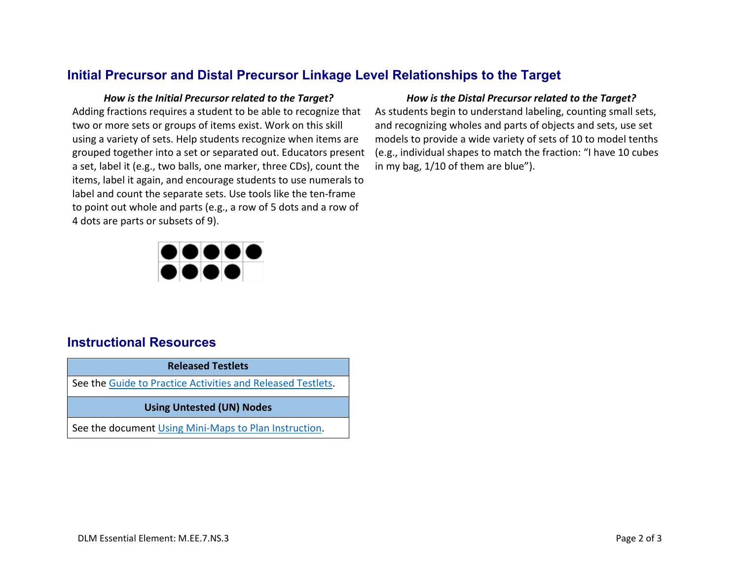## Initial Precursor and Distal Precursor Linkage Level Relationships to the Target

***How is the Initial Precursor related to the Target?***

Adding fractions requires a student to be able to recognize that two or more sets or groups of items exist. Work on this skill using a variety of sets. Help students recognize when items are grouped together into a set or separated out. Educators present a set, label it (e.g., two balls, one marker, three CDs), count the items, label it again, and encourage students to use numerals to label and count the separate sets. Use tools like the ten-frame to point out whole and parts (e.g., a row of 5 dots and a row of 4 dots are parts or subsets of 9).

***How is the Distal Precursor related to the Target?***

As students begin to understand labeling, counting small sets, and recognizing wholes and parts of objects and sets, use set models to provide a wide variety of sets of 10 to model tenths (e.g., individual shapes to match the fraction: "I have 10 cubes in my bag, 1/10 of them are blue").

## Instructional Resources

| Released Testlets |
|---|
| See the Guide to Practice Activities and Released Testlets. |
| **Using Untested (UN) Nodes** |
| See the document Using Mini-Maps to Plan Instruction. |

DLM Essential Element: M.EE.7.NS.3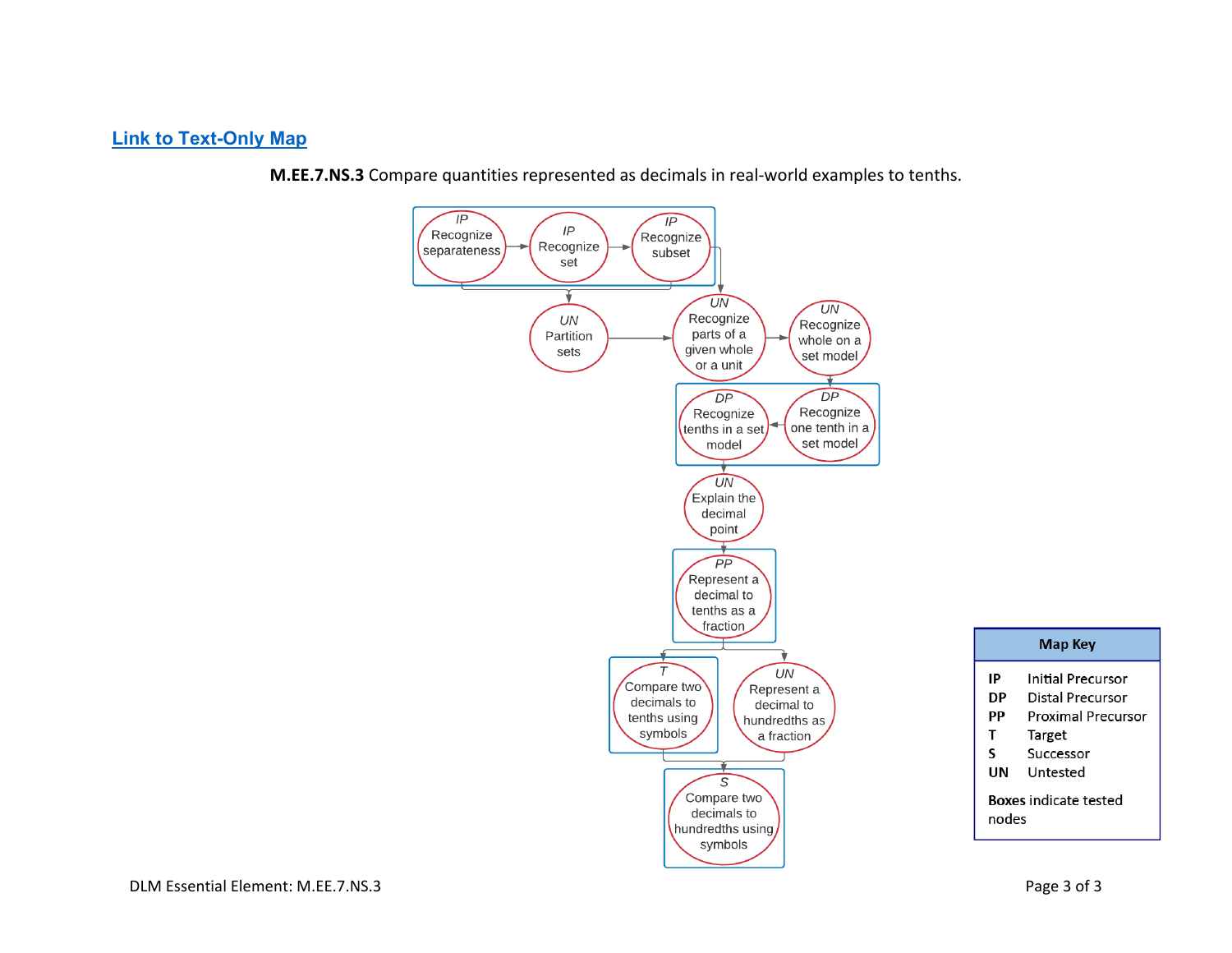[Link to Text-Only Map]

**M.EE.7.NS.3** Compare quantities represented as decimals in real-world examples to tenths.

IP
Recognize separateness

IP
Recognize set

IP
Recognize subset

UN
Partition sets

UN
Recognize parts of a given whole or a unit

UN
Recognize whole on a set model

DP
Recognize tenths in a set model

DP
Recognize one tenth in a set model

UN
Explain the decimal point

PP
Represent a decimal to tenths as a fraction

T
Compare two decimals to tenths using symbols

UN
Represent a decimal to hundredths as a fraction

S
Compare two decimals to hundredths using symbols

**Map Key**

**IP** Initial Precursor
**DP** Distal Precursor
**PP** Proximal Precursor
**T** Target
**S** Successor
**UN** Untested

**Boxes** indicate tested nodes